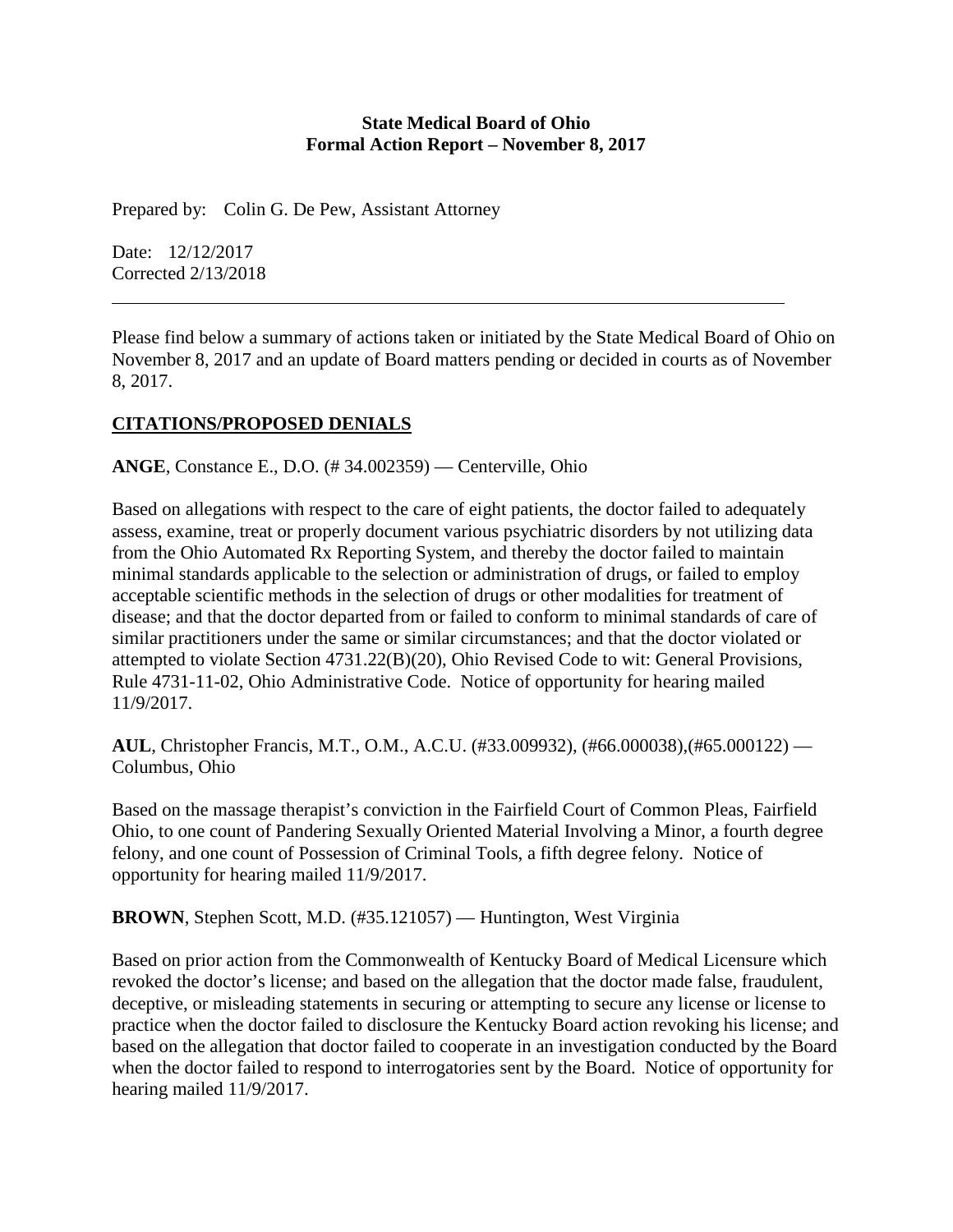**State Medical Board of Ohio**
**Formal Action Report – November 8, 2017**

Prepared by: Colin G. De Pew, Assistant Attorney

Date: 12/12/2017
Corrected 2/13/2018

---

Please find below a summary of actions taken or initiated by the State Medical Board of Ohio on November 8, 2017 and an update of Board matters pending or decided in courts as of November 8, 2017.

## CITATIONS/PROPOSED DENIALS

**ANGE**, Constance E., D.O. (# 34.002359) — Centerville, Ohio

Based on allegations with respect to the care of eight patients, the doctor failed to adequately assess, examine, treat or properly document various psychiatric disorders by not utilizing data from the Ohio Automated Rx Reporting System, and thereby the doctor failed to maintain minimal standards applicable to the selection or administration of drugs, or failed to employ acceptable scientific methods in the selection of drugs or other modalities for treatment of disease; and that the doctor departed from or failed to conform to minimal standards of care of similar practitioners under the same or similar circumstances; and that the doctor violated or attempted to violate Section 4731.22(B)(20), Ohio Revised Code to wit: General Provisions, Rule 4731-11-02, Ohio Administrative Code. Notice of opportunity for hearing mailed 11/9/2017.

**AUL**, Christopher Francis, M.T., O.M., A.C.U. (#33.009932), (#66.000038),(#65.000122) — Columbus, Ohio

Based on the massage therapist's conviction in the Fairfield Court of Common Pleas, Fairfield Ohio, to one count of Pandering Sexually Oriented Material Involving a Minor, a fourth degree felony, and one count of Possession of Criminal Tools, a fifth degree felony. Notice of opportunity for hearing mailed 11/9/2017.

**BROWN**, Stephen Scott, M.D. (#35.121057) — Huntington, West Virginia

Based on prior action from the Commonwealth of Kentucky Board of Medical Licensure which revoked the doctor's license; and based on the allegation that the doctor made false, fraudulent, deceptive, or misleading statements in securing or attempting to secure any license or license to practice when the doctor failed to disclosure the Kentucky Board action revoking his license; and based on the allegation that doctor failed to cooperate in an investigation conducted by the Board when the doctor failed to respond to interrogatories sent by the Board. Notice of opportunity for hearing mailed 11/9/2017.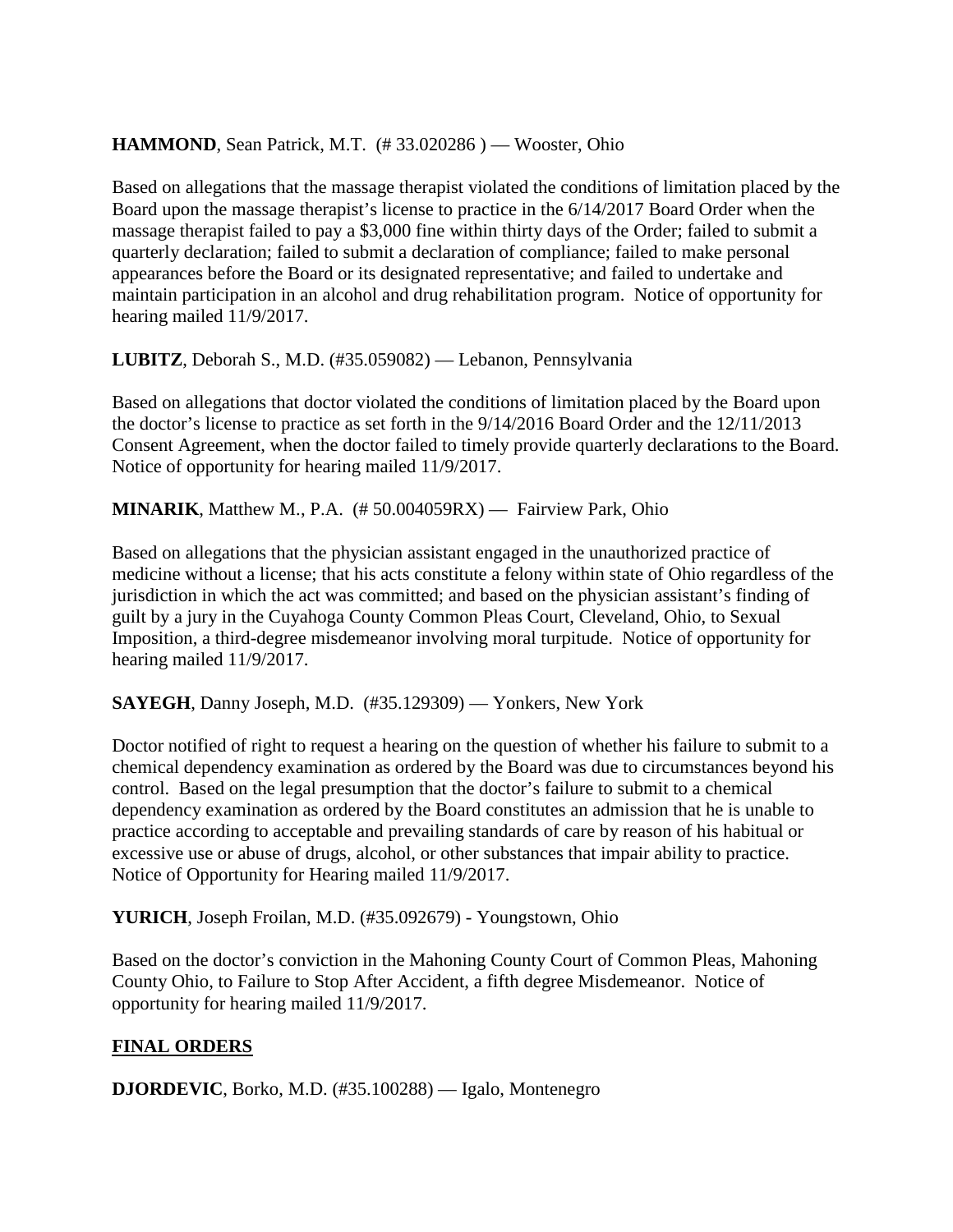**HAMMOND**, Sean Patrick, M.T. (# 33.020286 ) — Wooster, Ohio

Based on allegations that the massage therapist violated the conditions of limitation placed by the Board upon the massage therapist's license to practice in the 6/14/2017 Board Order when the massage therapist failed to pay a $3,000 fine within thirty days of the Order; failed to submit a quarterly declaration; failed to submit a declaration of compliance; failed to make personal appearances before the Board or its designated representative; and failed to undertake and maintain participation in an alcohol and drug rehabilitation program. Notice of opportunity for hearing mailed 11/9/2017.

**LUBITZ**, Deborah S., M.D. (#35.059082) — Lebanon, Pennsylvania

Based on allegations that doctor violated the conditions of limitation placed by the Board upon the doctor's license to practice as set forth in the 9/14/2016 Board Order and the 12/11/2013 Consent Agreement, when the doctor failed to timely provide quarterly declarations to the Board. Notice of opportunity for hearing mailed 11/9/2017.

**MINARIK**, Matthew M., P.A. (# 50.004059RX) — Fairview Park, Ohio

Based on allegations that the physician assistant engaged in the unauthorized practice of medicine without a license; that his acts constitute a felony within state of Ohio regardless of the jurisdiction in which the act was committed; and based on the physician assistant's finding of guilt by a jury in the Cuyahoga County Common Pleas Court, Cleveland, Ohio, to Sexual Imposition, a third-degree misdemeanor involving moral turpitude. Notice of opportunity for hearing mailed 11/9/2017.

**SAYEGH**, Danny Joseph, M.D. (#35.129309) — Yonkers, New York

Doctor notified of right to request a hearing on the question of whether his failure to submit to a chemical dependency examination as ordered by the Board was due to circumstances beyond his control. Based on the legal presumption that the doctor's failure to submit to a chemical dependency examination as ordered by the Board constitutes an admission that he is unable to practice according to acceptable and prevailing standards of care by reason of his habitual or excessive use or abuse of drugs, alcohol, or other substances that impair ability to practice. Notice of Opportunity for Hearing mailed 11/9/2017.

**YURICH**, Joseph Froilan, M.D. (#35.092679) - Youngstown, Ohio

Based on the doctor's conviction in the Mahoning County Court of Common Pleas, Mahoning County Ohio, to Failure to Stop After Accident, a fifth degree Misdemeanor. Notice of opportunity for hearing mailed 11/9/2017.

## FINAL ORDERS

**DJORDEVIC**, Borko, M.D. (#35.100288) — Igalo, Montenegro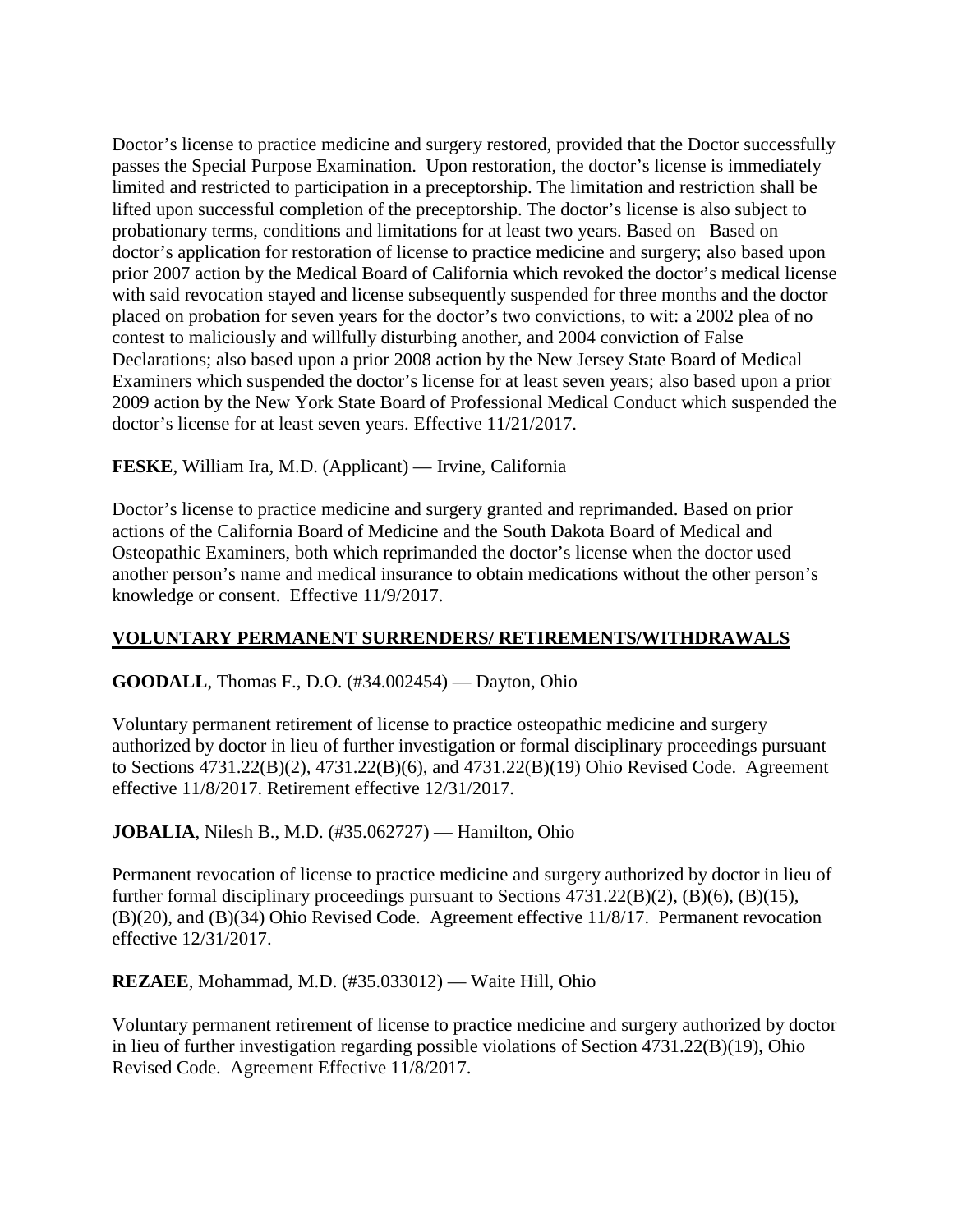Doctor's license to practice medicine and surgery restored, provided that the Doctor successfully passes the Special Purpose Examination. Upon restoration, the doctor's license is immediately limited and restricted to participation in a preceptorship. The limitation and restriction shall be lifted upon successful completion of the preceptorship. The doctor's license is also subject to probationary terms, conditions and limitations for at least two years. Based on  Based on doctor's application for restoration of license to practice medicine and surgery; also based upon prior 2007 action by the Medical Board of California which revoked the doctor's medical license with said revocation stayed and license subsequently suspended for three months and the doctor placed on probation for seven years for the doctor's two convictions, to wit: a 2002 plea of no contest to maliciously and willfully disturbing another, and 2004 conviction of False Declarations; also based upon a prior 2008 action by the New Jersey State Board of Medical Examiners which suspended the doctor's license for at least seven years; also based upon a prior 2009 action by the New York State Board of Professional Medical Conduct which suspended the doctor's license for at least seven years. Effective 11/21/2017.

**FESKE**, William Ira, M.D. (Applicant) — Irvine, California

Doctor's license to practice medicine and surgery granted and reprimanded. Based on prior actions of the California Board of Medicine and the South Dakota Board of Medical and Osteopathic Examiners, both which reprimanded the doctor's license when the doctor used another person's name and medical insurance to obtain medications without the other person's knowledge or consent. Effective 11/9/2017.

## VOLUNTARY PERMANENT SURRENDERS/ RETIREMENTS/WITHDRAWALS

**GOODALL**, Thomas F., D.O. (#34.002454) — Dayton, Ohio

Voluntary permanent retirement of license to practice osteopathic medicine and surgery authorized by doctor in lieu of further investigation or formal disciplinary proceedings pursuant to Sections 4731.22(B)(2), 4731.22(B)(6), and 4731.22(B)(19) Ohio Revised Code. Agreement effective 11/8/2017. Retirement effective 12/31/2017.

**JOBALIA**, Nilesh B., M.D. (#35.062727) — Hamilton, Ohio

Permanent revocation of license to practice medicine and surgery authorized by doctor in lieu of further formal disciplinary proceedings pursuant to Sections 4731.22(B)(2), (B)(6), (B)(15), (B)(20), and (B)(34) Ohio Revised Code. Agreement effective 11/8/17. Permanent revocation effective 12/31/2017.

**REZAEE**, Mohammad, M.D. (#35.033012) — Waite Hill, Ohio

Voluntary permanent retirement of license to practice medicine and surgery authorized by doctor in lieu of further investigation regarding possible violations of Section 4731.22(B)(19), Ohio Revised Code. Agreement Effective 11/8/2017.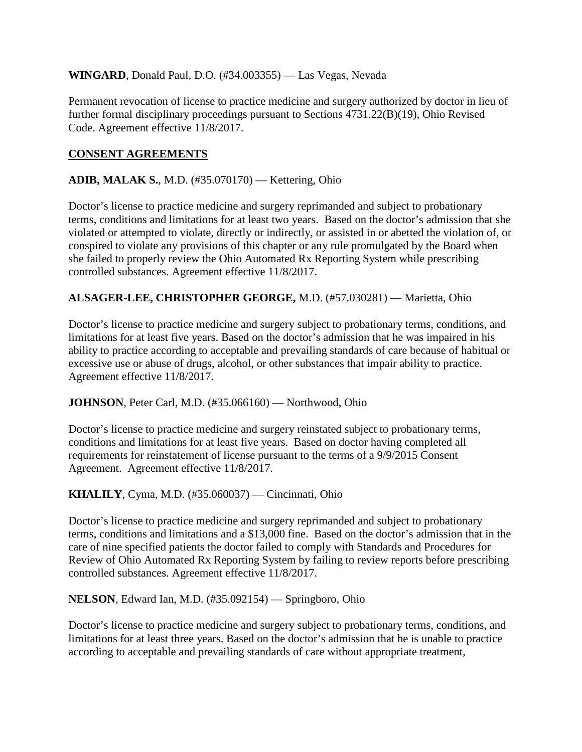**WINGARD**, Donald Paul, D.O. (#34.003355) — Las Vegas, Nevada

Permanent revocation of license to practice medicine and surgery authorized by doctor in lieu of further formal disciplinary proceedings pursuant to Sections 4731.22(B)(19), Ohio Revised Code. Agreement effective 11/8/2017.

## CONSENT AGREEMENTS

**ADIB, MALAK S.**, M.D. (#35.070170) — Kettering, Ohio

Doctor's license to practice medicine and surgery reprimanded and subject to probationary terms, conditions and limitations for at least two years. Based on the doctor's admission that she violated or attempted to violate, directly or indirectly, or assisted in or abetted the violation of, or conspired to violate any provisions of this chapter or any rule promulgated by the Board when she failed to properly review the Ohio Automated Rx Reporting System while prescribing controlled substances. Agreement effective 11/8/2017.

**ALSAGER-LEE, CHRISTOPHER GEORGE,** M.D. (#57.030281) — Marietta, Ohio

Doctor's license to practice medicine and surgery subject to probationary terms, conditions, and limitations for at least five years. Based on the doctor's admission that he was impaired in his ability to practice according to acceptable and prevailing standards of care because of habitual or excessive use or abuse of drugs, alcohol, or other substances that impair ability to practice. Agreement effective 11/8/2017.

**JOHNSON**, Peter Carl, M.D. (#35.066160) — Northwood, Ohio

Doctor's license to practice medicine and surgery reinstated subject to probationary terms, conditions and limitations for at least five years. Based on doctor having completed all requirements for reinstatement of license pursuant to the terms of a 9/9/2015 Consent Agreement. Agreement effective 11/8/2017.

**KHALILY**, Cyma, M.D. (#35.060037) — Cincinnati, Ohio

Doctor's license to practice medicine and surgery reprimanded and subject to probationary terms, conditions and limitations and a $13,000 fine. Based on the doctor's admission that in the care of nine specified patients the doctor failed to comply with Standards and Procedures for Review of Ohio Automated Rx Reporting System by failing to review reports before prescribing controlled substances. Agreement effective 11/8/2017.

**NELSON**, Edward Ian, M.D. (#35.092154) — Springboro, Ohio

Doctor's license to practice medicine and surgery subject to probationary terms, conditions, and limitations for at least three years. Based on the doctor's admission that he is unable to practice according to acceptable and prevailing standards of care without appropriate treatment,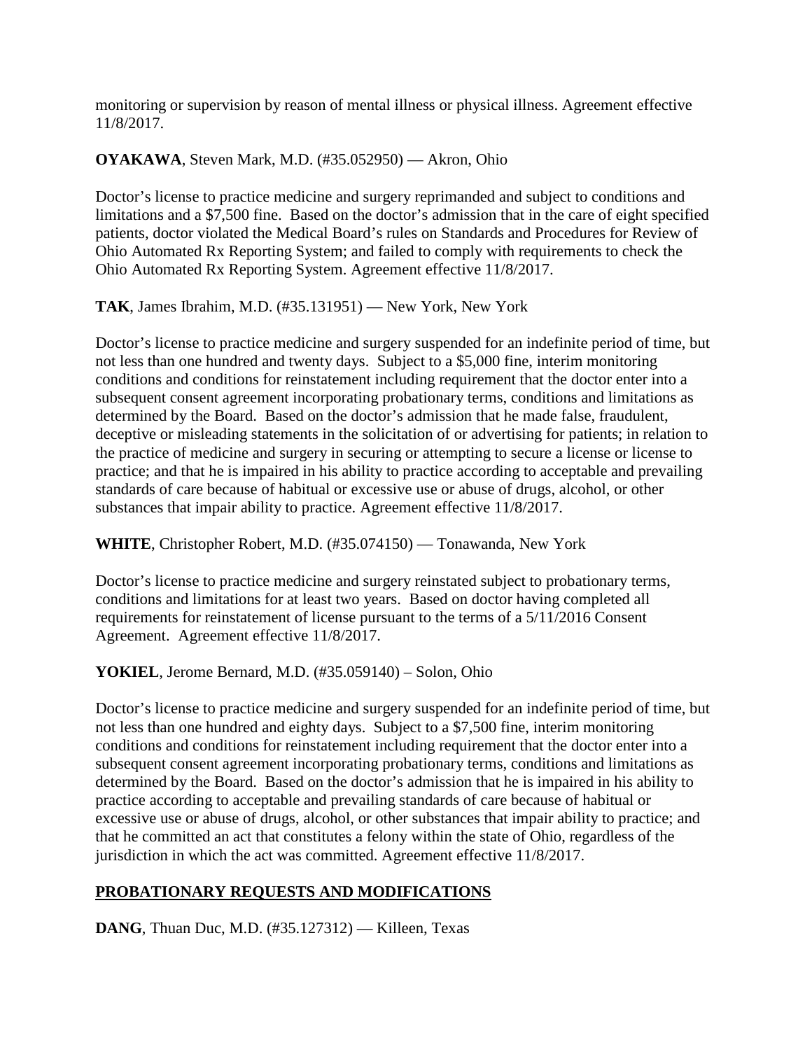monitoring or supervision by reason of mental illness or physical illness. Agreement effective 11/8/2017.

**OYAKAWA**, Steven Mark, M.D. (#35.052950) — Akron, Ohio

Doctor's license to practice medicine and surgery reprimanded and subject to conditions and limitations and a $7,500 fine. Based on the doctor's admission that in the care of eight specified patients, doctor violated the Medical Board's rules on Standards and Procedures for Review of Ohio Automated Rx Reporting System; and failed to comply with requirements to check the Ohio Automated Rx Reporting System. Agreement effective 11/8/2017.

**TAK**, James Ibrahim, M.D. (#35.131951) — New York, New York

Doctor's license to practice medicine and surgery suspended for an indefinite period of time, but not less than one hundred and twenty days. Subject to a $5,000 fine, interim monitoring conditions and conditions for reinstatement including requirement that the doctor enter into a subsequent consent agreement incorporating probationary terms, conditions and limitations as determined by the Board. Based on the doctor's admission that he made false, fraudulent, deceptive or misleading statements in the solicitation of or advertising for patients; in relation to the practice of medicine and surgery in securing or attempting to secure a license or license to practice; and that he is impaired in his ability to practice according to acceptable and prevailing standards of care because of habitual or excessive use or abuse of drugs, alcohol, or other substances that impair ability to practice. Agreement effective 11/8/2017.

**WHITE**, Christopher Robert, M.D. (#35.074150) — Tonawanda, New York

Doctor's license to practice medicine and surgery reinstated subject to probationary terms, conditions and limitations for at least two years. Based on doctor having completed all requirements for reinstatement of license pursuant to the terms of a 5/11/2016 Consent Agreement. Agreement effective 11/8/2017.

**YOKIEL**, Jerome Bernard, M.D. (#35.059140) – Solon, Ohio

Doctor's license to practice medicine and surgery suspended for an indefinite period of time, but not less than one hundred and eighty days. Subject to a $7,500 fine, interim monitoring conditions and conditions for reinstatement including requirement that the doctor enter into a subsequent consent agreement incorporating probationary terms, conditions and limitations as determined by the Board. Based on the doctor's admission that he is impaired in his ability to practice according to acceptable and prevailing standards of care because of habitual or excessive use or abuse of drugs, alcohol, or other substances that impair ability to practice; and that he committed an act that constitutes a felony within the state of Ohio, regardless of the jurisdiction in which the act was committed. Agreement effective 11/8/2017.

## PROBATIONARY REQUESTS AND MODIFICATIONS

**DANG**, Thuan Duc, M.D. (#35.127312) — Killeen, Texas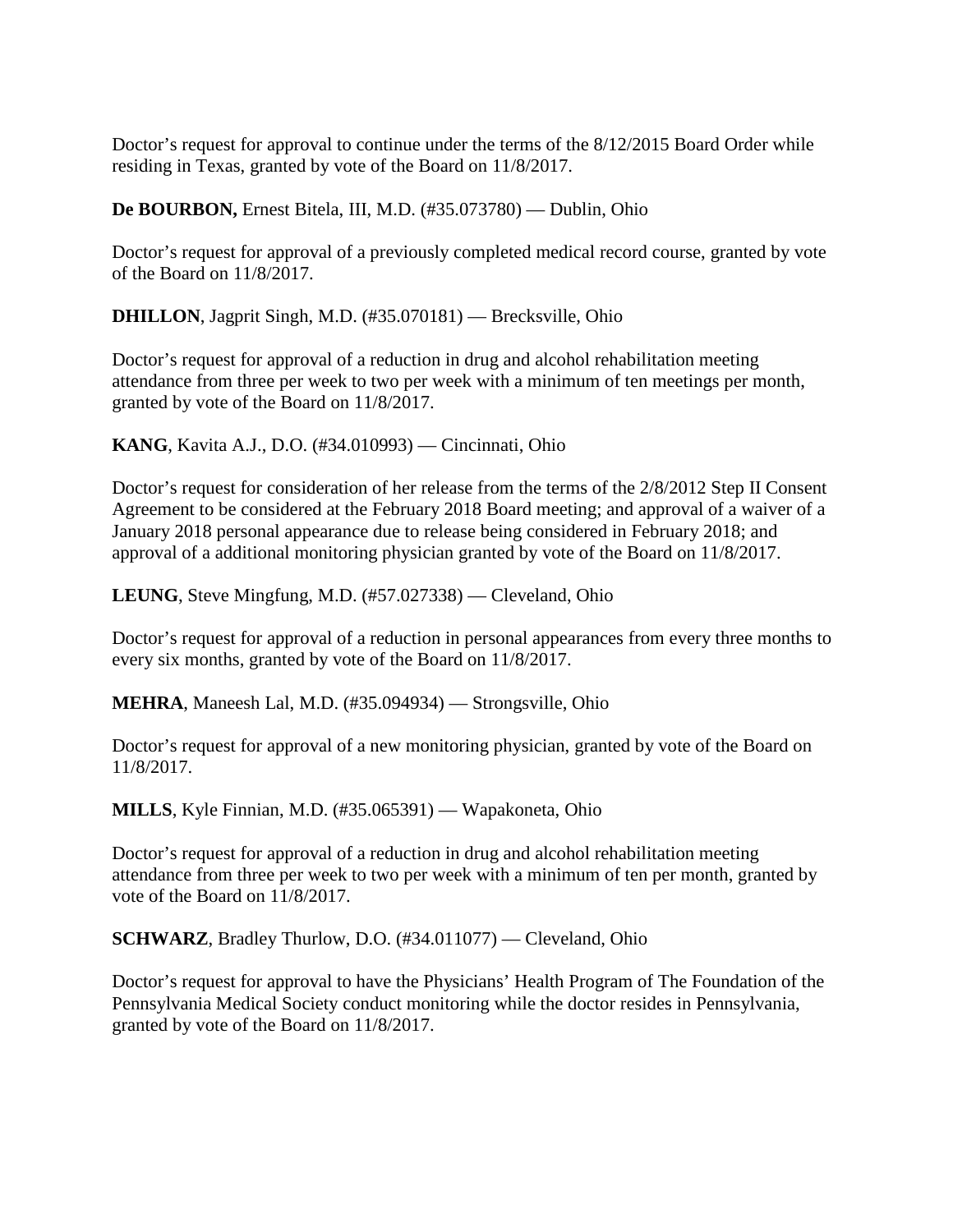Doctor's request for approval to continue under the terms of the 8/12/2015 Board Order while residing in Texas, granted by vote of the Board on 11/8/2017.

**De BOURBON,** Ernest Bitela, III, M.D. (#35.073780) — Dublin, Ohio

Doctor's request for approval of a previously completed medical record course, granted by vote of the Board on 11/8/2017.

**DHILLON**, Jagprit Singh, M.D. (#35.070181) — Brecksville, Ohio

Doctor's request for approval of a reduction in drug and alcohol rehabilitation meeting attendance from three per week to two per week with a minimum of ten meetings per month, granted by vote of the Board on 11/8/2017.

**KANG**, Kavita A.J., D.O. (#34.010993) — Cincinnati, Ohio

Doctor's request for consideration of her release from the terms of the 2/8/2012 Step II Consent Agreement to be considered at the February 2018 Board meeting; and approval of a waiver of a January 2018 personal appearance due to release being considered in February 2018; and approval of a additional monitoring physician granted by vote of the Board on 11/8/2017.

**LEUNG**, Steve Mingfung, M.D. (#57.027338) — Cleveland, Ohio

Doctor's request for approval of a reduction in personal appearances from every three months to every six months, granted by vote of the Board on 11/8/2017.

**MEHRA**, Maneesh Lal, M.D. (#35.094934) — Strongsville, Ohio

Doctor's request for approval of a new monitoring physician, granted by vote of the Board on 11/8/2017.

**MILLS**, Kyle Finnian, M.D. (#35.065391) — Wapakoneta, Ohio

Doctor's request for approval of a reduction in drug and alcohol rehabilitation meeting attendance from three per week to two per week with a minimum of ten per month, granted by vote of the Board on 11/8/2017.

**SCHWARZ**, Bradley Thurlow, D.O. (#34.011077) — Cleveland, Ohio

Doctor's request for approval to have the Physicians' Health Program of The Foundation of the Pennsylvania Medical Society conduct monitoring while the doctor resides in Pennsylvania, granted by vote of the Board on 11/8/2017.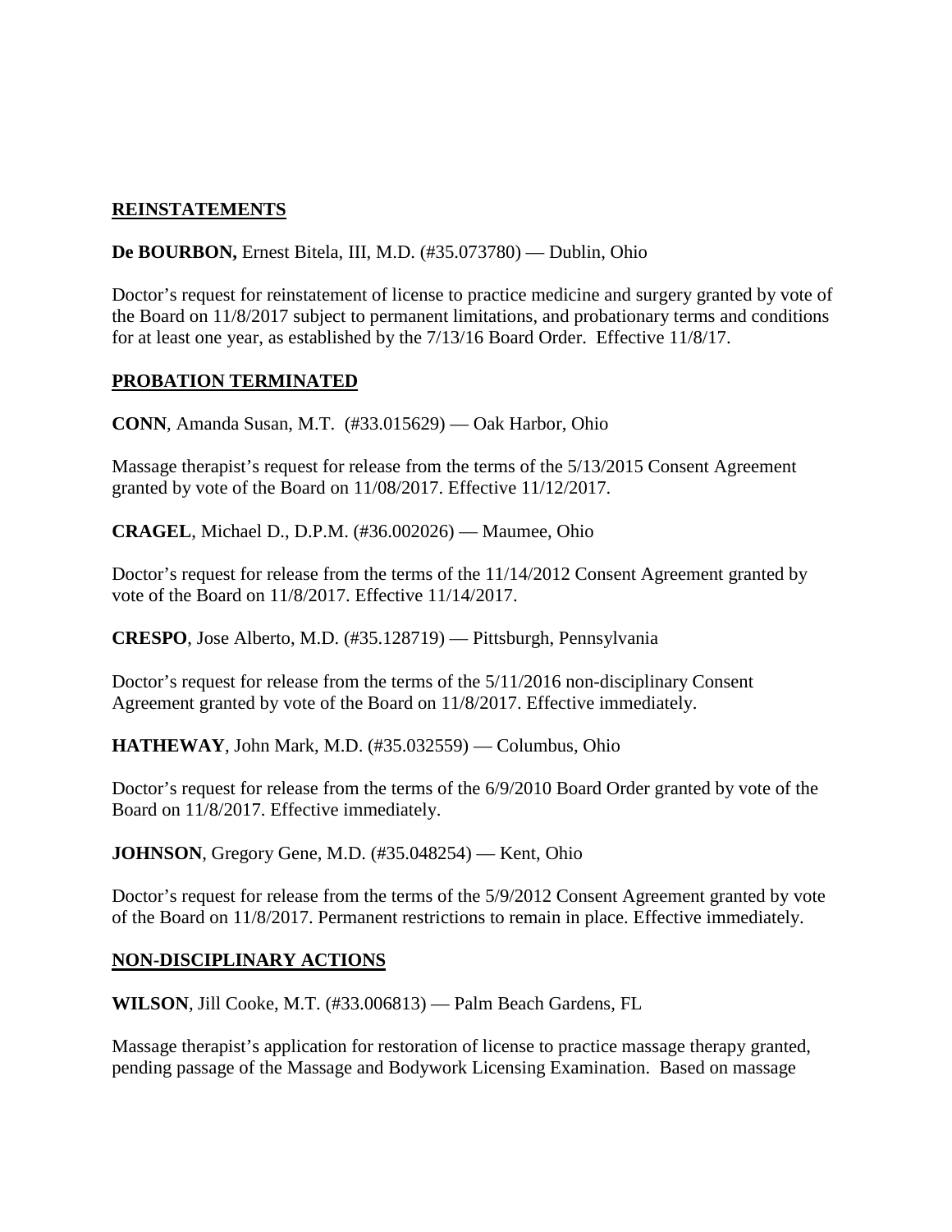## REINSTATEMENTS

**De BOURBON,** Ernest Bitela, III, M.D. (#35.073780) — Dublin, Ohio

Doctor's request for reinstatement of license to practice medicine and surgery granted by vote of the Board on 11/8/2017 subject to permanent limitations, and probationary terms and conditions for at least one year, as established by the 7/13/16 Board Order. Effective 11/8/17.

## PROBATION TERMINATED

**CONN**, Amanda Susan, M.T. (#33.015629) — Oak Harbor, Ohio

Massage therapist's request for release from the terms of the 5/13/2015 Consent Agreement granted by vote of the Board on 11/08/2017. Effective 11/12/2017.

**CRAGEL**, Michael D., D.P.M. (#36.002026) — Maumee, Ohio

Doctor's request for release from the terms of the 11/14/2012 Consent Agreement granted by vote of the Board on 11/8/2017. Effective 11/14/2017.

**CRESPO**, Jose Alberto, M.D. (#35.128719) — Pittsburgh, Pennsylvania

Doctor's request for release from the terms of the 5/11/2016 non-disciplinary Consent Agreement granted by vote of the Board on 11/8/2017. Effective immediately.

**HATHEWAY**, John Mark, M.D. (#35.032559) — Columbus, Ohio

Doctor's request for release from the terms of the 6/9/2010 Board Order granted by vote of the Board on 11/8/2017. Effective immediately.

**JOHNSON**, Gregory Gene, M.D. (#35.048254) — Kent, Ohio

Doctor's request for release from the terms of the 5/9/2012 Consent Agreement granted by vote of the Board on 11/8/2017. Permanent restrictions to remain in place. Effective immediately.

## NON-DISCIPLINARY ACTIONS

**WILSON**, Jill Cooke, M.T. (#33.006813) — Palm Beach Gardens, FL

Massage therapist's application for restoration of license to practice massage therapy granted, pending passage of the Massage and Bodywork Licensing Examination. Based on massage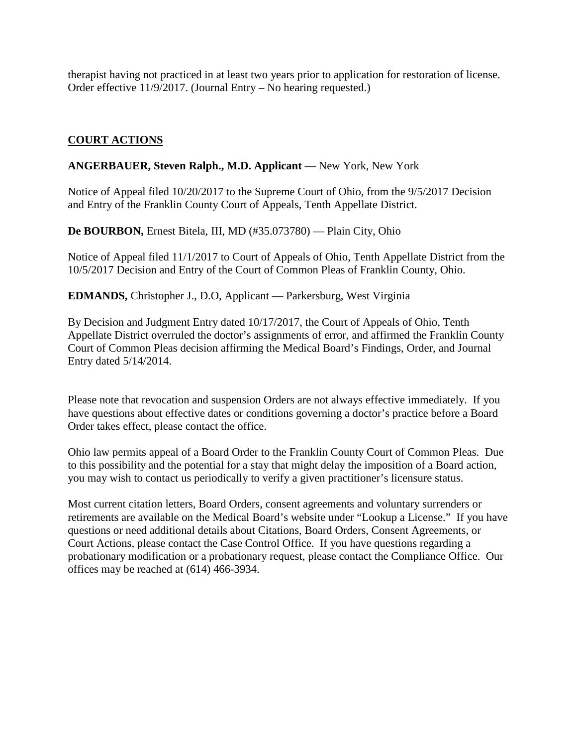therapist having not practiced in at least two years prior to application for restoration of license. Order effective 11/9/2017. (Journal Entry – No hearing requested.)

## COURT ACTIONS

**ANGERBAUER, Steven Ralph., M.D. Applicant** — New York, New York

Notice of Appeal filed 10/20/2017 to the Supreme Court of Ohio, from the 9/5/2017 Decision and Entry of the Franklin County Court of Appeals, Tenth Appellate District.

**De BOURBON,** Ernest Bitela, III, MD (#35.073780) — Plain City, Ohio

Notice of Appeal filed 11/1/2017 to Court of Appeals of Ohio, Tenth Appellate District from the 10/5/2017 Decision and Entry of the Court of Common Pleas of Franklin County, Ohio.

**EDMANDS,** Christopher J., D.O, Applicant — Parkersburg, West Virginia

By Decision and Judgment Entry dated 10/17/2017, the Court of Appeals of Ohio, Tenth Appellate District overruled the doctor's assignments of error, and affirmed the Franklin County Court of Common Pleas decision affirming the Medical Board's Findings, Order, and Journal Entry dated 5/14/2014.

Please note that revocation and suspension Orders are not always effective immediately. If you have questions about effective dates or conditions governing a doctor's practice before a Board Order takes effect, please contact the office.

Ohio law permits appeal of a Board Order to the Franklin County Court of Common Pleas. Due to this possibility and the potential for a stay that might delay the imposition of a Board action, you may wish to contact us periodically to verify a given practitioner's licensure status.

Most current citation letters, Board Orders, consent agreements and voluntary surrenders or retirements are available on the Medical Board's website under "Lookup a License." If you have questions or need additional details about Citations, Board Orders, Consent Agreements, or Court Actions, please contact the Case Control Office. If you have questions regarding a probationary modification or a probationary request, please contact the Compliance Office. Our offices may be reached at (614) 466-3934.